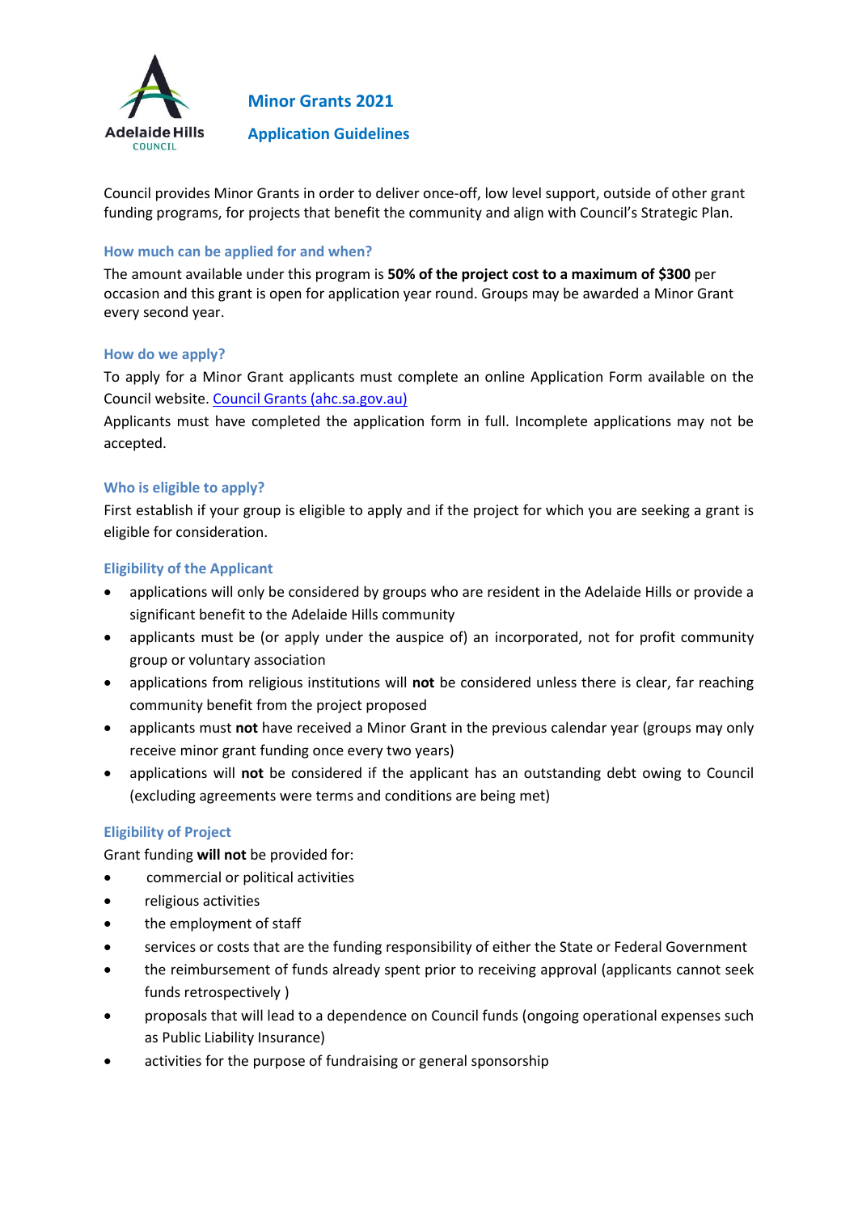Adelaide Hills COUNCIL

# Minor Grants 2021

## Application Guidelines

Council provides Minor Grants in order to deliver once-off, low level support, outside of other grant funding programs, for projects that benefit the community and align with Council's Strategic Plan.

### How much can be applied for and when?

The amount available under this program is **50% of the project cost to a maximum of $300** per occasion and this grant is open for application year round. Groups may be awarded a Minor Grant every second year.

### How do we apply?

To apply for a Minor Grant applicants must complete an online Application Form available on the Council website. [Council Grants (ahc.sa.gov.au)](ahc.sa.gov.au)

Applicants must have completed the application form in full. Incomplete applications may not be accepted.

### Who is eligible to apply?

First establish if your group is eligible to apply and if the project for which you are seeking a grant is eligible for consideration.

### Eligibility of the Applicant

- applications will only be considered by groups who are resident in the Adelaide Hills or provide a significant benefit to the Adelaide Hills community
- applicants must be (or apply under the auspice of) an incorporated, not for profit community group or voluntary association
- applications from religious institutions will **not** be considered unless there is clear, far reaching community benefit from the project proposed
- applicants must **not** have received a Minor Grant in the previous calendar year (groups may only receive minor grant funding once every two years)
- applications will **not** be considered if the applicant has an outstanding debt owing to Council (excluding agreements were terms and conditions are being met)

### Eligibility of Project

Grant funding **will not** be provided for:

- commercial or political activities
- religious activities
- the employment of staff
- services or costs that are the funding responsibility of either the State or Federal Government
- the reimbursement of funds already spent prior to receiving approval (applicants cannot seek funds retrospectively )
- proposals that will lead to a dependence on Council funds (ongoing operational expenses such as Public Liability Insurance)
- activities for the purpose of fundraising or general sponsorship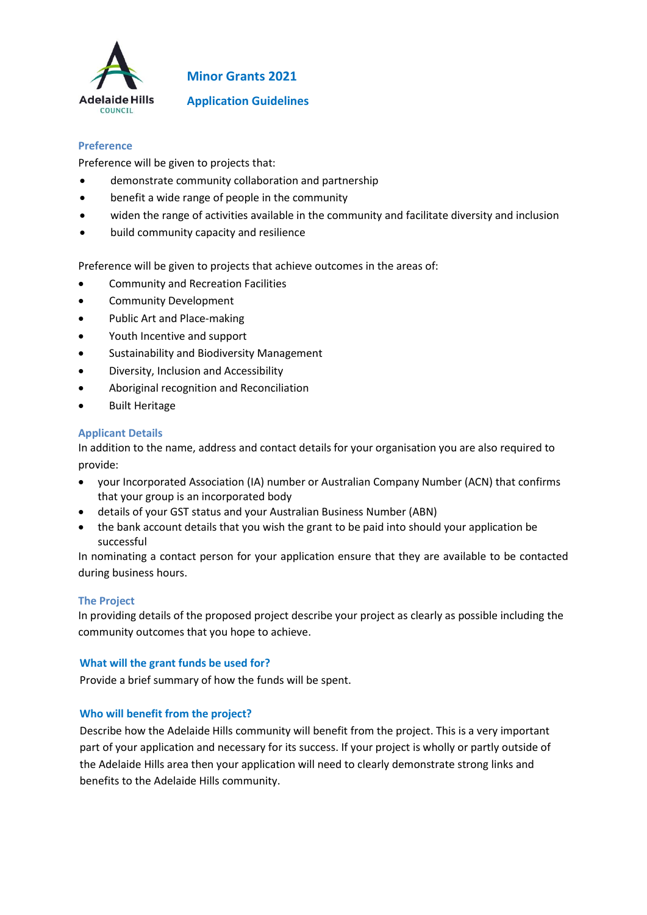Adelaide Hills COUNCIL

# Minor Grants 2021

## Application Guidelines

### Preference

Preference will be given to projects that:

- demonstrate community collaboration and partnership
- benefit a wide range of people in the community
- widen the range of activities available in the community and facilitate diversity and inclusion
- build community capacity and resilience

Preference will be given to projects that achieve outcomes in the areas of:

- Community and Recreation Facilities
- Community Development
- Public Art and Place-making
- Youth Incentive and support
- Sustainability and Biodiversity Management
- Diversity, Inclusion and Accessibility
- Aboriginal recognition and Reconciliation
- Built Heritage

### Applicant Details

In addition to the name, address and contact details for your organisation you are also required to provide:

- your Incorporated Association (IA) number or Australian Company Number (ACN) that confirms that your group is an incorporated body
- details of your GST status and your Australian Business Number (ABN)
- the bank account details that you wish the grant to be paid into should your application be successful

In nominating a contact person for your application ensure that they are available to be contacted during business hours.

### The Project

In providing details of the proposed project describe your project as clearly as possible including the community outcomes that you hope to achieve.

### What will the grant funds be used for?

Provide a brief summary of how the funds will be spent.

### Who will benefit from the project?

Describe how the Adelaide Hills community will benefit from the project. This is a very important part of your application and necessary for its success. If your project is wholly or partly outside of the Adelaide Hills area then your application will need to clearly demonstrate strong links and benefits to the Adelaide Hills community.